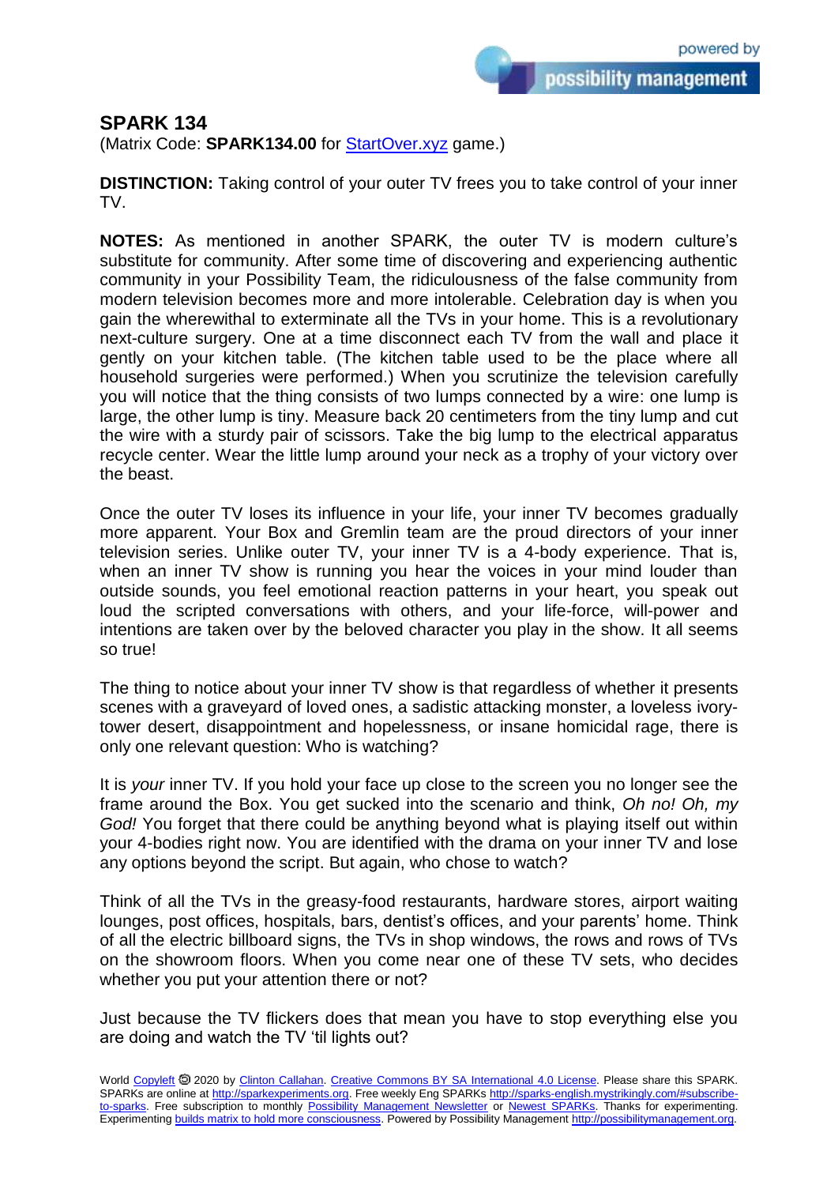# SPARK 134

(Matrix Code: **SPARK134.00** for StartOver.xyz game.)

**DISTINCTION:** Taking control of your outer TV frees you to take control of your inner TV.

**NOTES:** As mentioned in another SPARK, the outer TV is modern culture's substitute for community. After some time of discovering and experiencing authentic community in your Possibility Team, the ridiculousness of the false community from modern television becomes more and more intolerable. Celebration day is when you gain the wherewithal to exterminate all the TVs in your home. This is a revolutionary next-culture surgery. One at a time disconnect each TV from the wall and place it gently on your kitchen table. (The kitchen table used to be the place where all household surgeries were performed.) When you scrutinize the television carefully you will notice that the thing consists of two lumps connected by a wire: one lump is large, the other lump is tiny. Measure back 20 centimeters from the tiny lump and cut the wire with a sturdy pair of scissors. Take the big lump to the electrical apparatus recycle center. Wear the little lump around your neck as a trophy of your victory over the beast.

Once the outer TV loses its influence in your life, your inner TV becomes gradually more apparent. Your Box and Gremlin team are the proud directors of your inner television series. Unlike outer TV, your inner TV is a 4-body experience. That is, when an inner TV show is running you hear the voices in your mind louder than outside sounds, you feel emotional reaction patterns in your heart, you speak out loud the scripted conversations with others, and your life-force, will-power and intentions are taken over by the beloved character you play in the show. It all seems so true!

The thing to notice about your inner TV show is that regardless of whether it presents scenes with a graveyard of loved ones, a sadistic attacking monster, a loveless ivory-tower desert, disappointment and hopelessness, or insane homicidal rage, there is only one relevant question: Who is watching?

It is *your* inner TV. If you hold your face up close to the screen you no longer see the frame around the Box. You get sucked into the scenario and think, *Oh no! Oh, my God!* You forget that there could be anything beyond what is playing itself out within your 4-bodies right now. You are identified with the drama on your inner TV and lose any options beyond the script. But again, who chose to watch?

Think of all the TVs in the greasy-food restaurants, hardware stores, airport waiting lounges, post offices, hospitals, bars, dentist's offices, and your parents' home. Think of all the electric billboard signs, the TVs in shop windows, the rows and rows of TVs on the showroom floors. When you come near one of these TV sets, who decides whether you put your attention there or not?

Just because the TV flickers does that mean you have to stop everything else you are doing and watch the TV 'til lights out?

World Copyleft 🄯 2020 by Clinton Callahan. Creative Commons BY SA International 4.0 License. Please share this SPARK. SPARKs are online at http://sparkexperiments.org. Free weekly Eng SPARKs http://sparks-english.mystrikingly.com/#subscribe-to-sparks. Free subscription to monthly Possibility Management Newsletter or Newest SPARKs. Thanks for experimenting. Experimenting builds matrix to hold more consciousness. Powered by Possibility Management http://possibilitymanagement.org.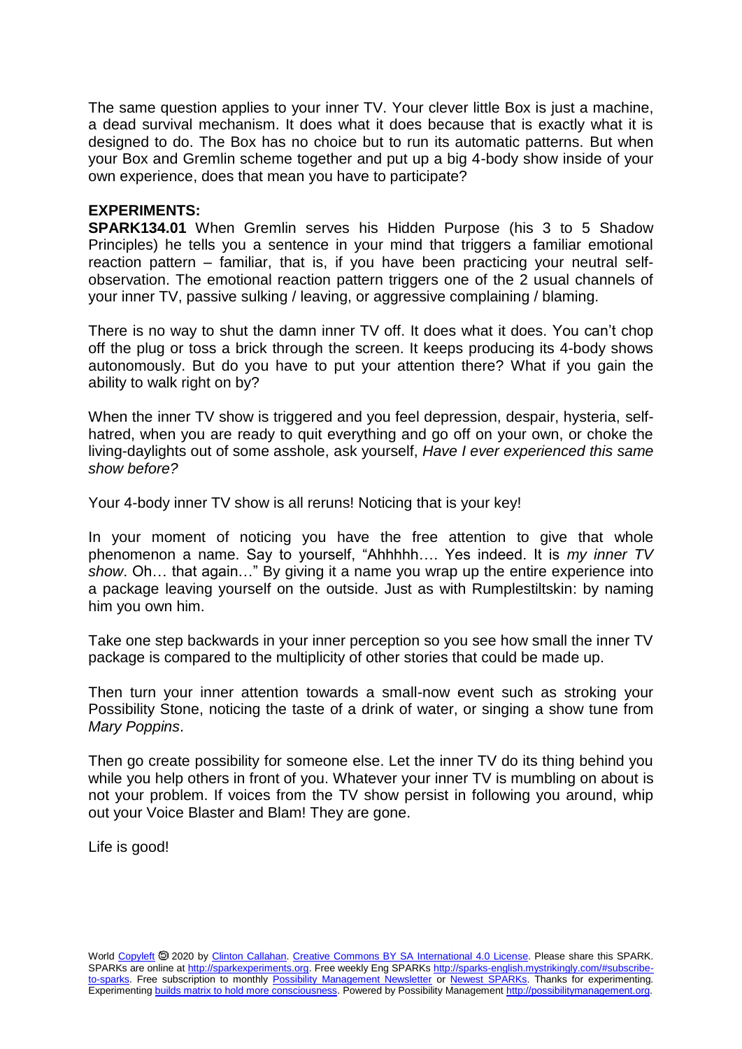The same question applies to your inner TV. Your clever little Box is just a machine, a dead survival mechanism. It does what it does because that is exactly what it is designed to do. The Box has no choice but to run its automatic patterns. But when your Box and Gremlin scheme together and put up a big 4-body show inside of your own experience, does that mean you have to participate?

**EXPERIMENTS:**

**SPARK134.01** When Gremlin serves his Hidden Purpose (his 3 to 5 Shadow Principles) he tells you a sentence in your mind that triggers a familiar emotional reaction pattern – familiar, that is, if you have been practicing your neutral self-observation. The emotional reaction pattern triggers one of the 2 usual channels of your inner TV, passive sulking / leaving, or aggressive complaining / blaming.

There is no way to shut the damn inner TV off. It does what it does. You can't chop off the plug or toss a brick through the screen. It keeps producing its 4-body shows autonomously. But do you have to put your attention there? What if you gain the ability to walk right on by?

When the inner TV show is triggered and you feel depression, despair, hysteria, self-hatred, when you are ready to quit everything and go off on your own, or choke the living-daylights out of some asshole, ask yourself, *Have I ever experienced this same show before?*

Your 4-body inner TV show is all reruns! Noticing that is your key!

In your moment of noticing you have the free attention to give that whole phenomenon a name. Say to yourself, "Ahhhhh…. Yes indeed. It is *my inner TV show*. Oh… that again…" By giving it a name you wrap up the entire experience into a package leaving yourself on the outside. Just as with Rumplestiltskin: by naming him you own him.

Take one step backwards in your inner perception so you see how small the inner TV package is compared to the multiplicity of other stories that could be made up.

Then turn your inner attention towards a small-now event such as stroking your Possibility Stone, noticing the taste of a drink of water, or singing a show tune from *Mary Poppins*.

Then go create possibility for someone else. Let the inner TV do its thing behind you while you help others in front of you. Whatever your inner TV is mumbling on about is not your problem. If voices from the TV show persist in following you around, whip out your Voice Blaster and Blam! They are gone.

Life is good!

World Copyleft 🄯 2020 by Clinton Callahan. Creative Commons BY SA International 4.0 License. Please share this SPARK. SPARKs are online at http://sparkexperiments.org. Free weekly Eng SPARKs http://sparks-english.mystrikingly.com/#subscribe-to-sparks. Free subscription to monthly Possibility Management Newsletter or Newest SPARKs. Thanks for experimenting. Experimenting builds matrix to hold more consciousness. Powered by Possibility Management http://possibilitymanagement.org.